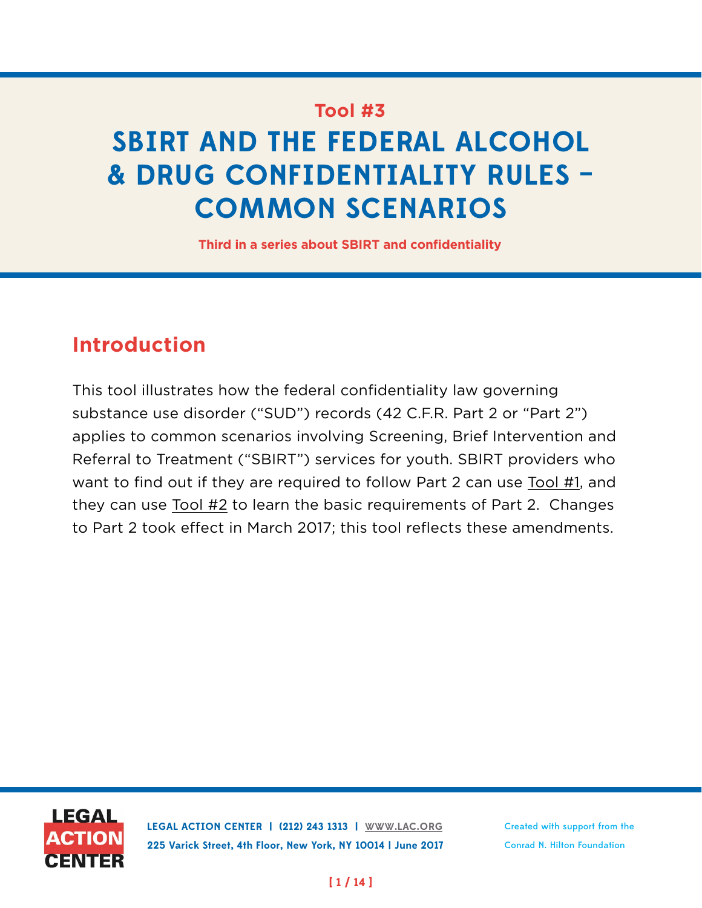Tool #3

# SBIRT AND THE FEDERAL ALCOHOL & DRUG CONFIDENTIALITY RULES – COMMON SCENARIOS

**Third in a series about SBIRT and confidentiality**

## Introduction

This tool illustrates how the federal confidentiality law governing substance use disorder ("SUD") records (42 C.F.R. Part 2 or "Part 2") applies to common scenarios involving Screening, Brief Intervention and Referral to Treatment ("SBIRT") services for youth. SBIRT providers who want to find out if they are required to follow Part 2 can use Tool #1, and they can use Tool #2 to learn the basic requirements of Part 2. Changes to Part 2 took effect in March 2017; this tool reflects these amendments.

LEGAL ACTION CENTER | (212) 243 1313 | WWW.LAC.ORG
225 Varick Street, 4th Floor, New York, NY 10014 | June 2017

Created with support from the Conrad N. Hilton Foundation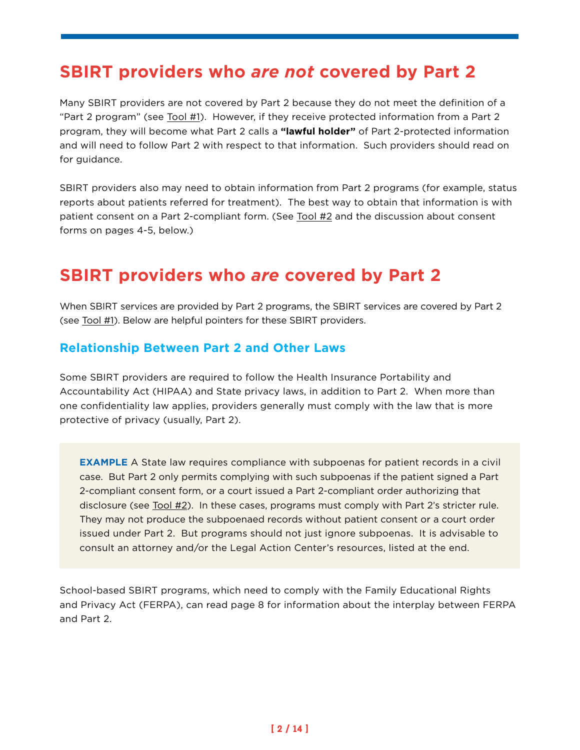## SBIRT providers who *are not* covered by Part 2

Many SBIRT providers are not covered by Part 2 because they do not meet the definition of a "Part 2 program" (see Tool #1). However, if they receive protected information from a Part 2 program, they will become what Part 2 calls a **"lawful holder"** of Part 2-protected information and will need to follow Part 2 with respect to that information. Such providers should read on for guidance.

SBIRT providers also may need to obtain information from Part 2 programs (for example, status reports about patients referred for treatment). The best way to obtain that information is with patient consent on a Part 2-compliant form. (See Tool #2 and the discussion about consent forms on pages 4-5, below.)

## SBIRT providers who *are* covered by Part 2

When SBIRT services are provided by Part 2 programs, the SBIRT services are covered by Part 2 (see Tool #1). Below are helpful pointers for these SBIRT providers.

### Relationship Between Part 2 and Other Laws

Some SBIRT providers are required to follow the Health Insurance Portability and Accountability Act (HIPAA) and State privacy laws, in addition to Part 2. When more than one confidentiality law applies, providers generally must comply with the law that is more protective of privacy (usually, Part 2).

> **EXAMPLE** A State law requires compliance with subpoenas for patient records in a civil case. But Part 2 only permits complying with such subpoenas if the patient signed a Part 2-compliant consent form, or a court issued a Part 2-compliant order authorizing that disclosure (see Tool #2). In these cases, programs must comply with Part 2's stricter rule. They may not produce the subpoenaed records without patient consent or a court order issued under Part 2. But programs should not just ignore subpoenas. It is advisable to consult an attorney and/or the Legal Action Center's resources, listed at the end.

School-based SBIRT programs, which need to comply with the Family Educational Rights and Privacy Act (FERPA), can read page 8 for information about the interplay between FERPA and Part 2.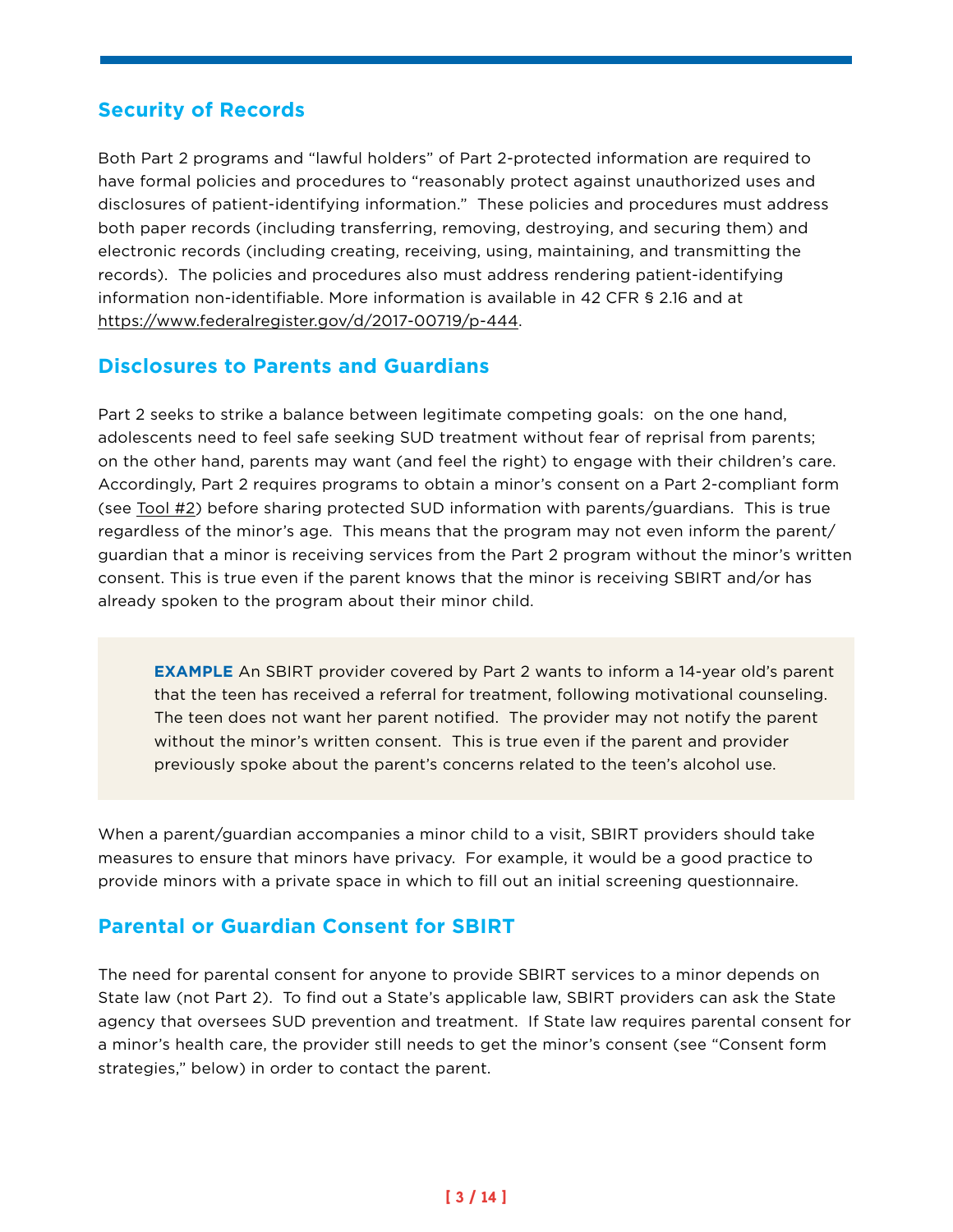## Security of Records

Both Part 2 programs and "lawful holders" of Part 2-protected information are required to have formal policies and procedures to "reasonably protect against unauthorized uses and disclosures of patient-identifying information." These policies and procedures must address both paper records (including transferring, removing, destroying, and securing them) and electronic records (including creating, receiving, using, maintaining, and transmitting the records). The policies and procedures also must address rendering patient-identifying information non-identifiable. More information is available in 42 CFR § 2.16 and at https://www.federalregister.gov/d/2017-00719/p-444.

## Disclosures to Parents and Guardians

Part 2 seeks to strike a balance between legitimate competing goals: on the one hand, adolescents need to feel safe seeking SUD treatment without fear of reprisal from parents; on the other hand, parents may want (and feel the right) to engage with their children's care. Accordingly, Part 2 requires programs to obtain a minor's consent on a Part 2-compliant form (see Tool #2) before sharing protected SUD information with parents/guardians. This is true regardless of the minor's age. This means that the program may not even inform the parent/guardian that a minor is receiving services from the Part 2 program without the minor's written consent. This is true even if the parent knows that the minor is receiving SBIRT and/or has already spoken to the program about their minor child.

> **EXAMPLE** An SBIRT provider covered by Part 2 wants to inform a 14-year old's parent that the teen has received a referral for treatment, following motivational counseling. The teen does not want her parent notified. The provider may not notify the parent without the minor's written consent. This is true even if the parent and provider previously spoke about the parent's concerns related to the teen's alcohol use.

When a parent/guardian accompanies a minor child to a visit, SBIRT providers should take measures to ensure that minors have privacy. For example, it would be a good practice to provide minors with a private space in which to fill out an initial screening questionnaire.

## Parental or Guardian Consent for SBIRT

The need for parental consent for anyone to provide SBIRT services to a minor depends on State law (not Part 2). To find out a State's applicable law, SBIRT providers can ask the State agency that oversees SUD prevention and treatment. If State law requires parental consent for a minor's health care, the provider still needs to get the minor's consent (see "Consent form strategies," below) in order to contact the parent.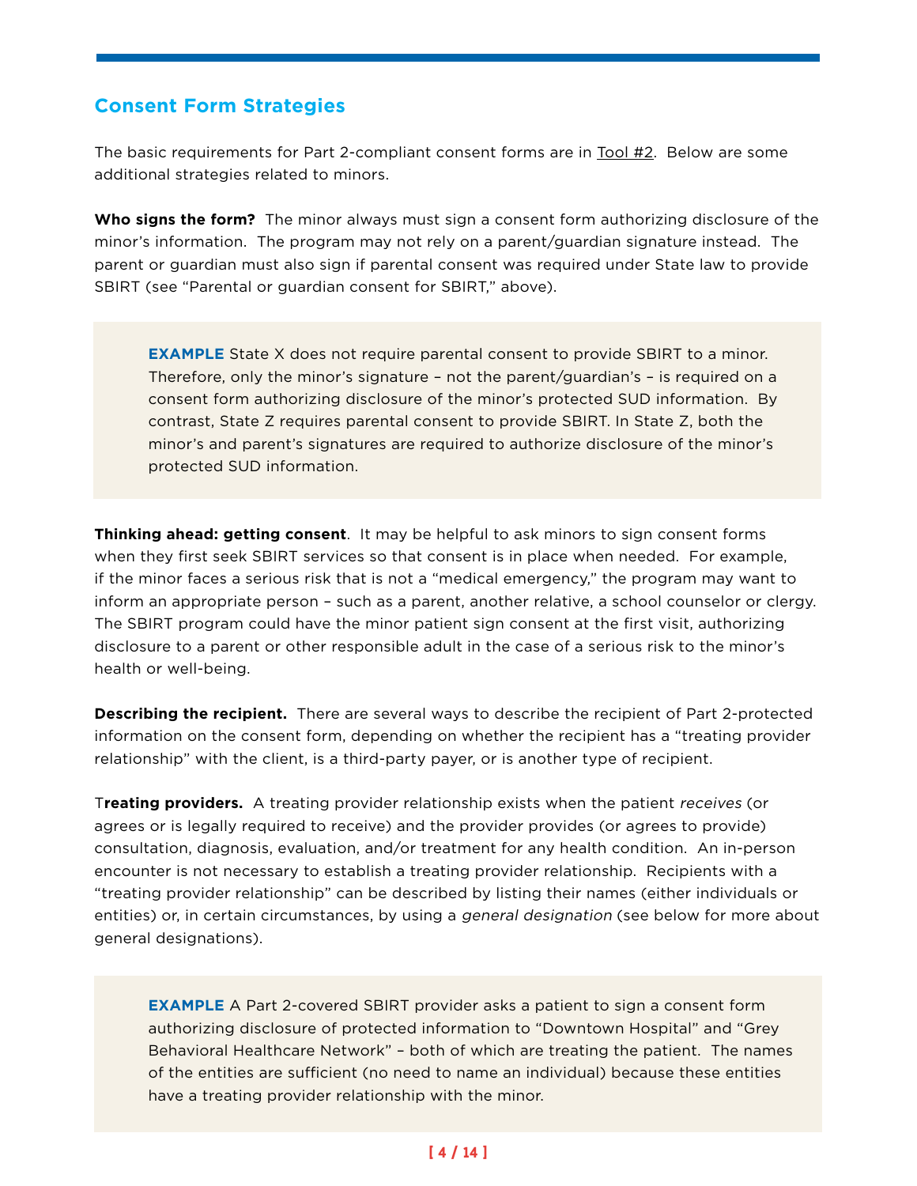## Consent Form Strategies

The basic requirements for Part 2-compliant consent forms are in Tool #2. Below are some additional strategies related to minors.

**Who signs the form?** The minor always must sign a consent form authorizing disclosure of the minor's information. The program may not rely on a parent/guardian signature instead. The parent or guardian must also sign if parental consent was required under State law to provide SBIRT (see "Parental or guardian consent for SBIRT," above).

> **EXAMPLE** State X does not require parental consent to provide SBIRT to a minor. Therefore, only the minor's signature – not the parent/guardian's – is required on a consent form authorizing disclosure of the minor's protected SUD information. By contrast, State Z requires parental consent to provide SBIRT. In State Z, both the minor's and parent's signatures are required to authorize disclosure of the minor's protected SUD information.

**Thinking ahead: getting consent**. It may be helpful to ask minors to sign consent forms when they first seek SBIRT services so that consent is in place when needed. For example, if the minor faces a serious risk that is not a "medical emergency," the program may want to inform an appropriate person – such as a parent, another relative, a school counselor or clergy. The SBIRT program could have the minor patient sign consent at the first visit, authorizing disclosure to a parent or other responsible adult in the case of a serious risk to the minor's health or well-being.

**Describing the recipient.** There are several ways to describe the recipient of Part 2-protected information on the consent form, depending on whether the recipient has a "treating provider relationship" with the client, is a third-party payer, or is another type of recipient.

**Treating providers.** A treating provider relationship exists when the patient *receives* (or agrees or is legally required to receive) and the provider provides (or agrees to provide) consultation, diagnosis, evaluation, and/or treatment for any health condition. An in-person encounter is not necessary to establish a treating provider relationship. Recipients with a "treating provider relationship" can be described by listing their names (either individuals or entities) or, in certain circumstances, by using a *general designation* (see below for more about general designations).

> **EXAMPLE** A Part 2-covered SBIRT provider asks a patient to sign a consent form authorizing disclosure of protected information to "Downtown Hospital" and "Grey Behavioral Healthcare Network" – both of which are treating the patient. The names of the entities are sufficient (no need to name an individual) because these entities have a treating provider relationship with the minor.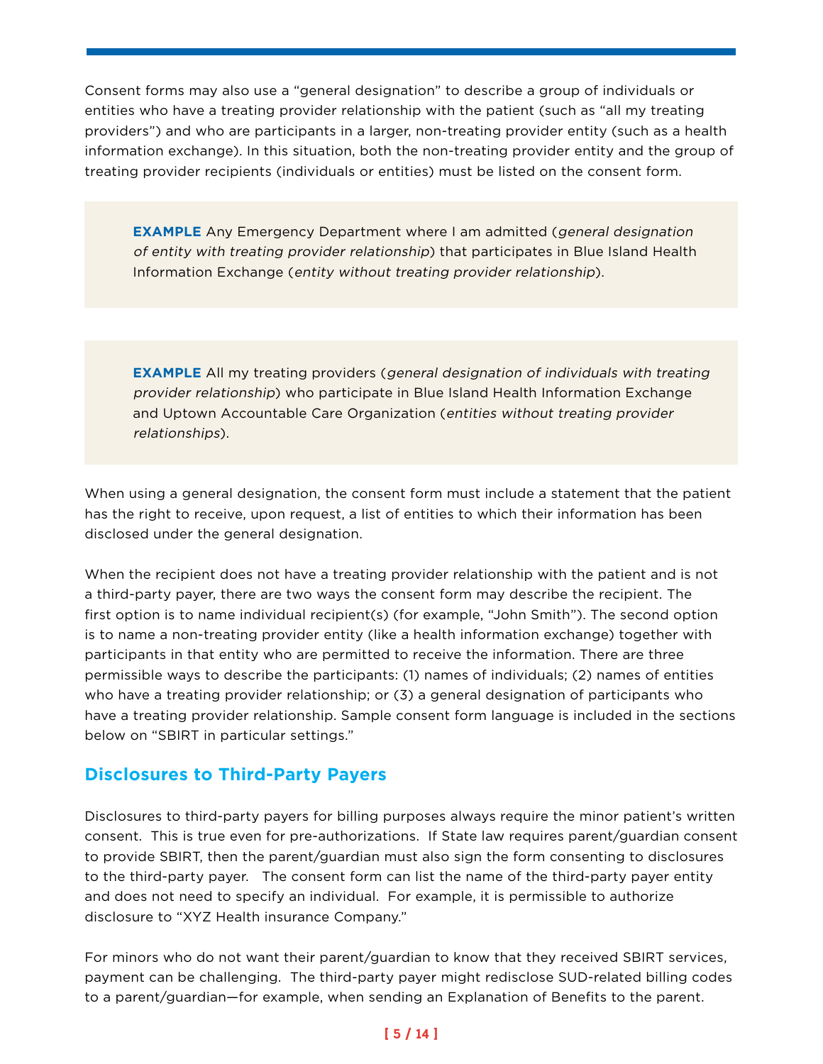Consent forms may also use a "general designation" to describe a group of individuals or entities who have a treating provider relationship with the patient (such as "all my treating providers") and who are participants in a larger, non-treating provider entity (such as a health information exchange). In this situation, both the non-treating provider entity and the group of treating provider recipients (individuals or entities) must be listed on the consent form.

> **EXAMPLE** Any Emergency Department where I am admitted (*general designation of entity with treating provider relationship*) that participates in Blue Island Health Information Exchange (*entity without treating provider relationship*).

> **EXAMPLE** All my treating providers (*general designation of individuals with treating provider relationship*) who participate in Blue Island Health Information Exchange and Uptown Accountable Care Organization (*entities without treating provider relationships*).

When using a general designation, the consent form must include a statement that the patient has the right to receive, upon request, a list of entities to which their information has been disclosed under the general designation.

When the recipient does not have a treating provider relationship with the patient and is not a third-party payer, there are two ways the consent form may describe the recipient. The first option is to name individual recipient(s) (for example, "John Smith"). The second option is to name a non-treating provider entity (like a health information exchange) together with participants in that entity who are permitted to receive the information. There are three permissible ways to describe the participants: (1) names of individuals; (2) names of entities who have a treating provider relationship; or (3) a general designation of participants who have a treating provider relationship. Sample consent form language is included in the sections below on "SBIRT in particular settings."

## Disclosures to Third-Party Payers

Disclosures to third-party payers for billing purposes always require the minor patient's written consent. This is true even for pre-authorizations. If State law requires parent/guardian consent to provide SBIRT, then the parent/guardian must also sign the form consenting to disclosures to the third-party payer. The consent form can list the name of the third-party payer entity and does not need to specify an individual. For example, it is permissible to authorize disclosure to "XYZ Health insurance Company."

For minors who do not want their parent/guardian to know that they received SBIRT services, payment can be challenging. The third-party payer might redisclose SUD-related billing codes to a parent/guardian—for example, when sending an Explanation of Benefits to the parent.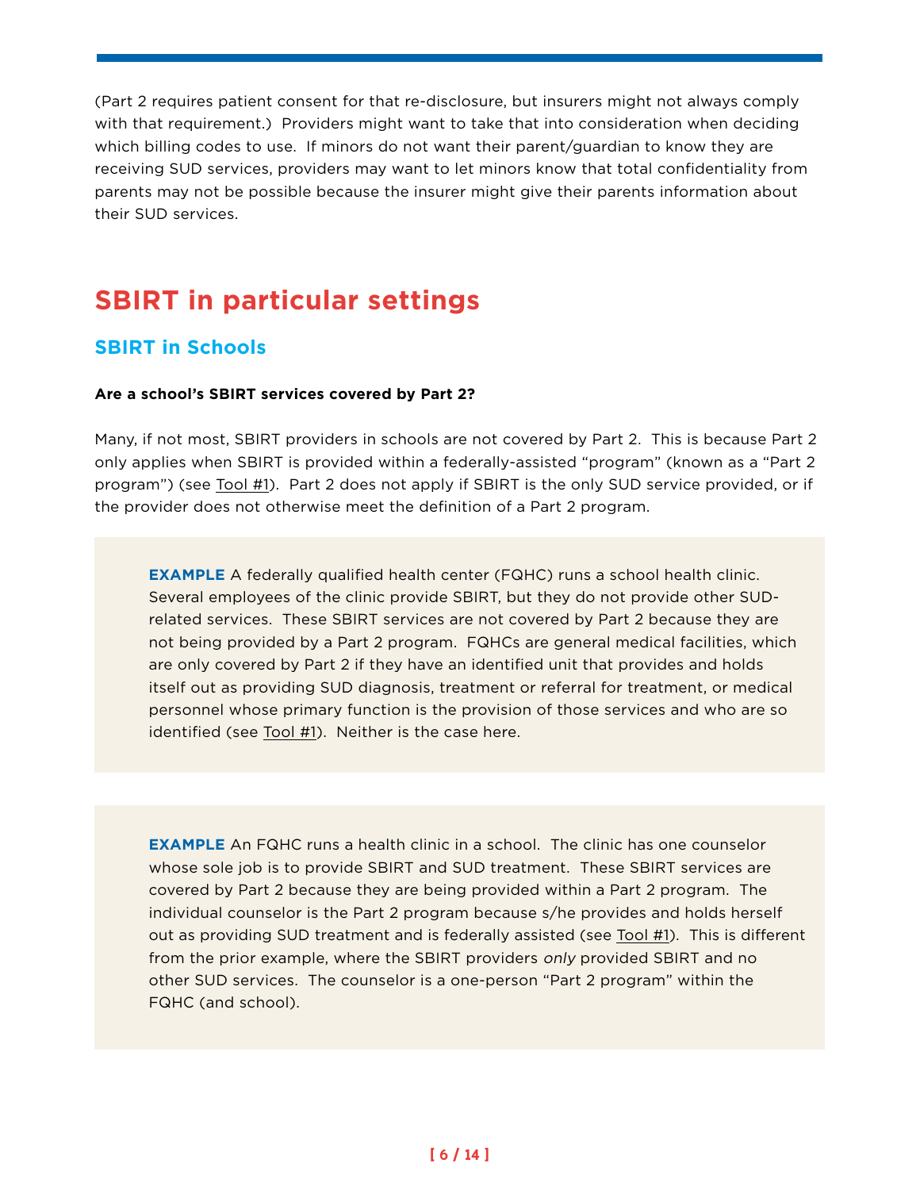(Part 2 requires patient consent for that re-disclosure, but insurers might not always comply with that requirement.) Providers might want to take that into consideration when deciding which billing codes to use. If minors do not want their parent/guardian to know they are receiving SUD services, providers may want to let minors know that total confidentiality from parents may not be possible because the insurer might give their parents information about their SUD services.

# SBIRT in particular settings

## SBIRT in Schools

**Are a school's SBIRT services covered by Part 2?**

Many, if not most, SBIRT providers in schools are not covered by Part 2. This is because Part 2 only applies when SBIRT is provided within a federally-assisted "program" (known as a "Part 2 program") (see Tool #1). Part 2 does not apply if SBIRT is the only SUD service provided, or if the provider does not otherwise meet the definition of a Part 2 program.

> **EXAMPLE** A federally qualified health center (FQHC) runs a school health clinic. Several employees of the clinic provide SBIRT, but they do not provide other SUD-related services. These SBIRT services are not covered by Part 2 because they are not being provided by a Part 2 program. FQHCs are general medical facilities, which are only covered by Part 2 if they have an identified unit that provides and holds itself out as providing SUD diagnosis, treatment or referral for treatment, or medical personnel whose primary function is the provision of those services and who are so identified (see Tool #1). Neither is the case here.

> **EXAMPLE** An FQHC runs a health clinic in a school. The clinic has one counselor whose sole job is to provide SBIRT and SUD treatment. These SBIRT services are covered by Part 2 because they are being provided within a Part 2 program. The individual counselor is the Part 2 program because s/he provides and holds herself out as providing SUD treatment and is federally assisted (see Tool #1). This is different from the prior example, where the SBIRT providers *only* provided SBIRT and no other SUD services. The counselor is a one-person "Part 2 program" within the FQHC (and school).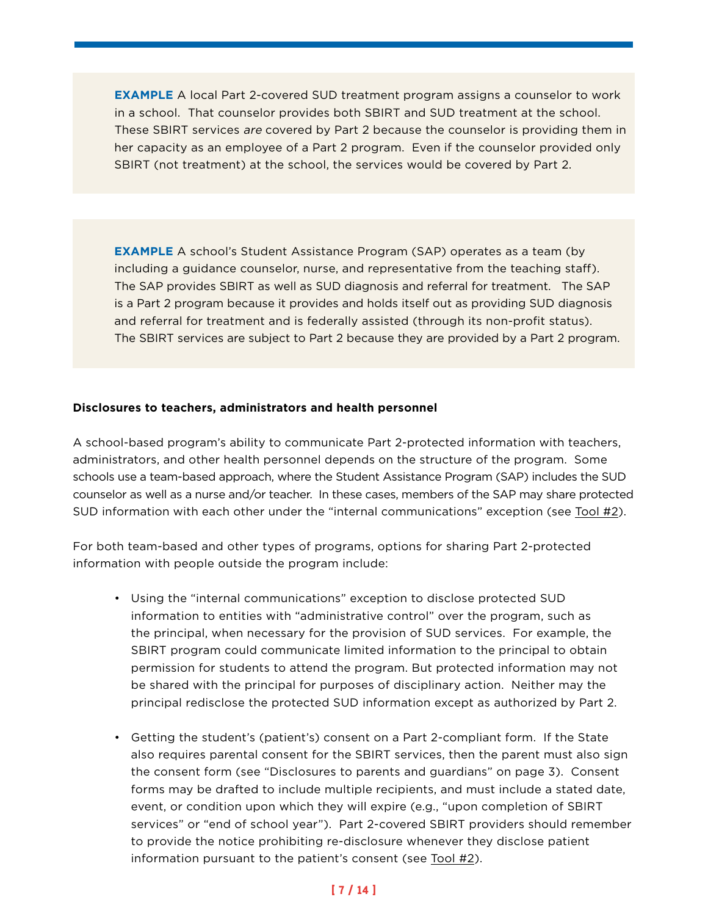**EXAMPLE** A local Part 2-covered SUD treatment program assigns a counselor to work in a school. That counselor provides both SBIRT and SUD treatment at the school. These SBIRT services *are* covered by Part 2 because the counselor is providing them in her capacity as an employee of a Part 2 program. Even if the counselor provided only SBIRT (not treatment) at the school, the services would be covered by Part 2.

**EXAMPLE** A school's Student Assistance Program (SAP) operates as a team (by including a guidance counselor, nurse, and representative from the teaching staff). The SAP provides SBIRT as well as SUD diagnosis and referral for treatment. The SAP is a Part 2 program because it provides and holds itself out as providing SUD diagnosis and referral for treatment and is federally assisted (through its non-profit status). The SBIRT services are subject to Part 2 because they are provided by a Part 2 program.

**Disclosures to teachers, administrators and health personnel**

A school-based program's ability to communicate Part 2-protected information with teachers, administrators, and other health personnel depends on the structure of the program. Some schools use a team-based approach, where the Student Assistance Program (SAP) includes the SUD counselor as well as a nurse and/or teacher. In these cases, members of the SAP may share protected SUD information with each other under the "internal communications" exception (see Tool #2).

For both team-based and other types of programs, options for sharing Part 2-protected information with people outside the program include:

- Using the "internal communications" exception to disclose protected SUD information to entities with "administrative control" over the program, such as the principal, when necessary for the provision of SUD services. For example, the SBIRT program could communicate limited information to the principal to obtain permission for students to attend the program. But protected information may not be shared with the principal for purposes of disciplinary action. Neither may the principal redisclose the protected SUD information except as authorized by Part 2.
- Getting the student's (patient's) consent on a Part 2-compliant form. If the State also requires parental consent for the SBIRT services, then the parent must also sign the consent form (see "Disclosures to parents and guardians" on page 3). Consent forms may be drafted to include multiple recipients, and must include a stated date, event, or condition upon which they will expire (e.g., "upon completion of SBIRT services" or "end of school year"). Part 2-covered SBIRT providers should remember to provide the notice prohibiting re-disclosure whenever they disclose patient information pursuant to the patient's consent (see Tool #2).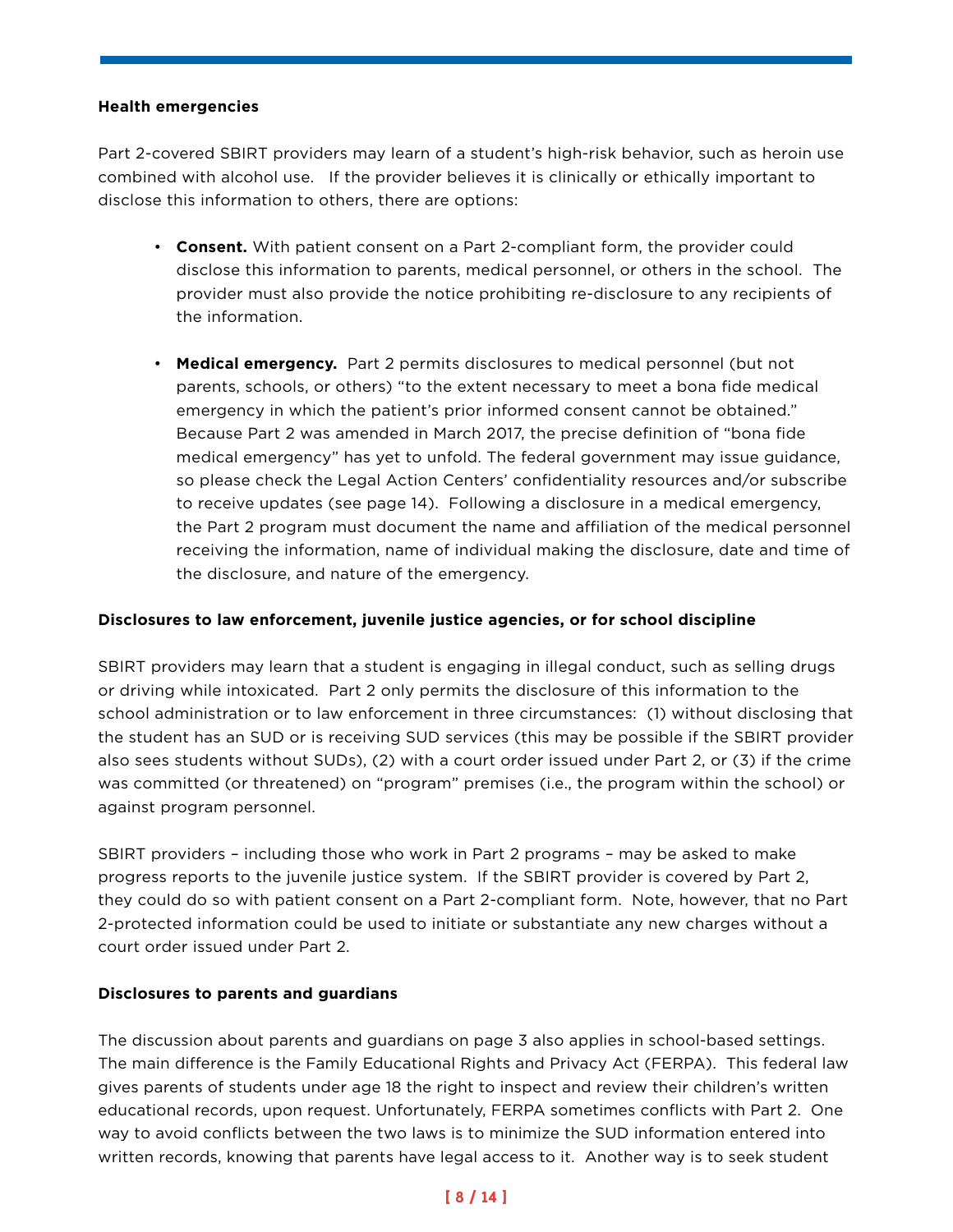**Health emergencies**

Part 2-covered SBIRT providers may learn of a student's high-risk behavior, such as heroin use combined with alcohol use. If the provider believes it is clinically or ethically important to disclose this information to others, there are options:

- **Consent.** With patient consent on a Part 2-compliant form, the provider could disclose this information to parents, medical personnel, or others in the school. The provider must also provide the notice prohibiting re-disclosure to any recipients of the information.

- **Medical emergency.** Part 2 permits disclosures to medical personnel (but not parents, schools, or others) "to the extent necessary to meet a bona fide medical emergency in which the patient's prior informed consent cannot be obtained." Because Part 2 was amended in March 2017, the precise definition of "bona fide medical emergency" has yet to unfold. The federal government may issue guidance, so please check the Legal Action Centers' confidentiality resources and/or subscribe to receive updates (see page 14). Following a disclosure in a medical emergency, the Part 2 program must document the name and affiliation of the medical personnel receiving the information, name of individual making the disclosure, date and time of the disclosure, and nature of the emergency.

**Disclosures to law enforcement, juvenile justice agencies, or for school discipline**

SBIRT providers may learn that a student is engaging in illegal conduct, such as selling drugs or driving while intoxicated. Part 2 only permits the disclosure of this information to the school administration or to law enforcement in three circumstances: (1) without disclosing that the student has an SUD or is receiving SUD services (this may be possible if the SBIRT provider also sees students without SUDs), (2) with a court order issued under Part 2, or (3) if the crime was committed (or threatened) on "program" premises (i.e., the program within the school) or against program personnel.

SBIRT providers – including those who work in Part 2 programs – may be asked to make progress reports to the juvenile justice system. If the SBIRT provider is covered by Part 2, they could do so with patient consent on a Part 2-compliant form. Note, however, that no Part 2-protected information could be used to initiate or substantiate any new charges without a court order issued under Part 2.

**Disclosures to parents and guardians**

The discussion about parents and guardians on page 3 also applies in school-based settings. The main difference is the Family Educational Rights and Privacy Act (FERPA). This federal law gives parents of students under age 18 the right to inspect and review their children's written educational records, upon request. Unfortunately, FERPA sometimes conflicts with Part 2. One way to avoid conflicts between the two laws is to minimize the SUD information entered into written records, knowing that parents have legal access to it. Another way is to seek student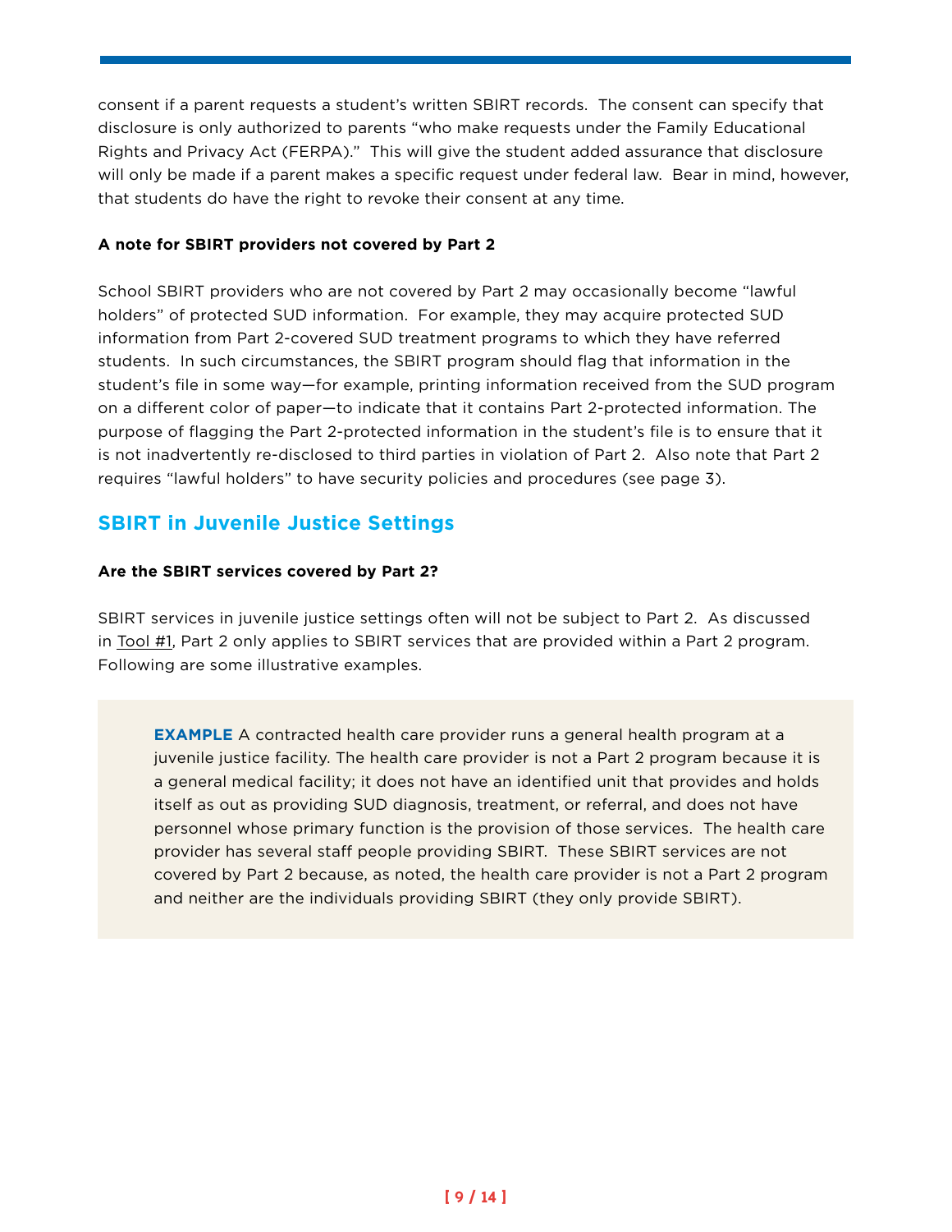consent if a parent requests a student's written SBIRT records. The consent can specify that disclosure is only authorized to parents "who make requests under the Family Educational Rights and Privacy Act (FERPA)." This will give the student added assurance that disclosure will only be made if a parent makes a specific request under federal law. Bear in mind, however, that students do have the right to revoke their consent at any time.

**A note for SBIRT providers not covered by Part 2**

School SBIRT providers who are not covered by Part 2 may occasionally become "lawful holders" of protected SUD information. For example, they may acquire protected SUD information from Part 2-covered SUD treatment programs to which they have referred students. In such circumstances, the SBIRT program should flag that information in the student's file in some way—for example, printing information received from the SUD program on a different color of paper—to indicate that it contains Part 2-protected information. The purpose of flagging the Part 2-protected information in the student's file is to ensure that it is not inadvertently re-disclosed to third parties in violation of Part 2. Also note that Part 2 requires "lawful holders" to have security policies and procedures (see page 3).

## SBIRT in Juvenile Justice Settings

**Are the SBIRT services covered by Part 2?**

SBIRT services in juvenile justice settings often will not be subject to Part 2. As discussed in Tool #1, Part 2 only applies to SBIRT services that are provided within a Part 2 program. Following are some illustrative examples.

> **EXAMPLE** A contracted health care provider runs a general health program at a juvenile justice facility. The health care provider is not a Part 2 program because it is a general medical facility; it does not have an identified unit that provides and holds itself as out as providing SUD diagnosis, treatment, or referral, and does not have personnel whose primary function is the provision of those services. The health care provider has several staff people providing SBIRT. These SBIRT services are not covered by Part 2 because, as noted, the health care provider is not a Part 2 program and neither are the individuals providing SBIRT (they only provide SBIRT).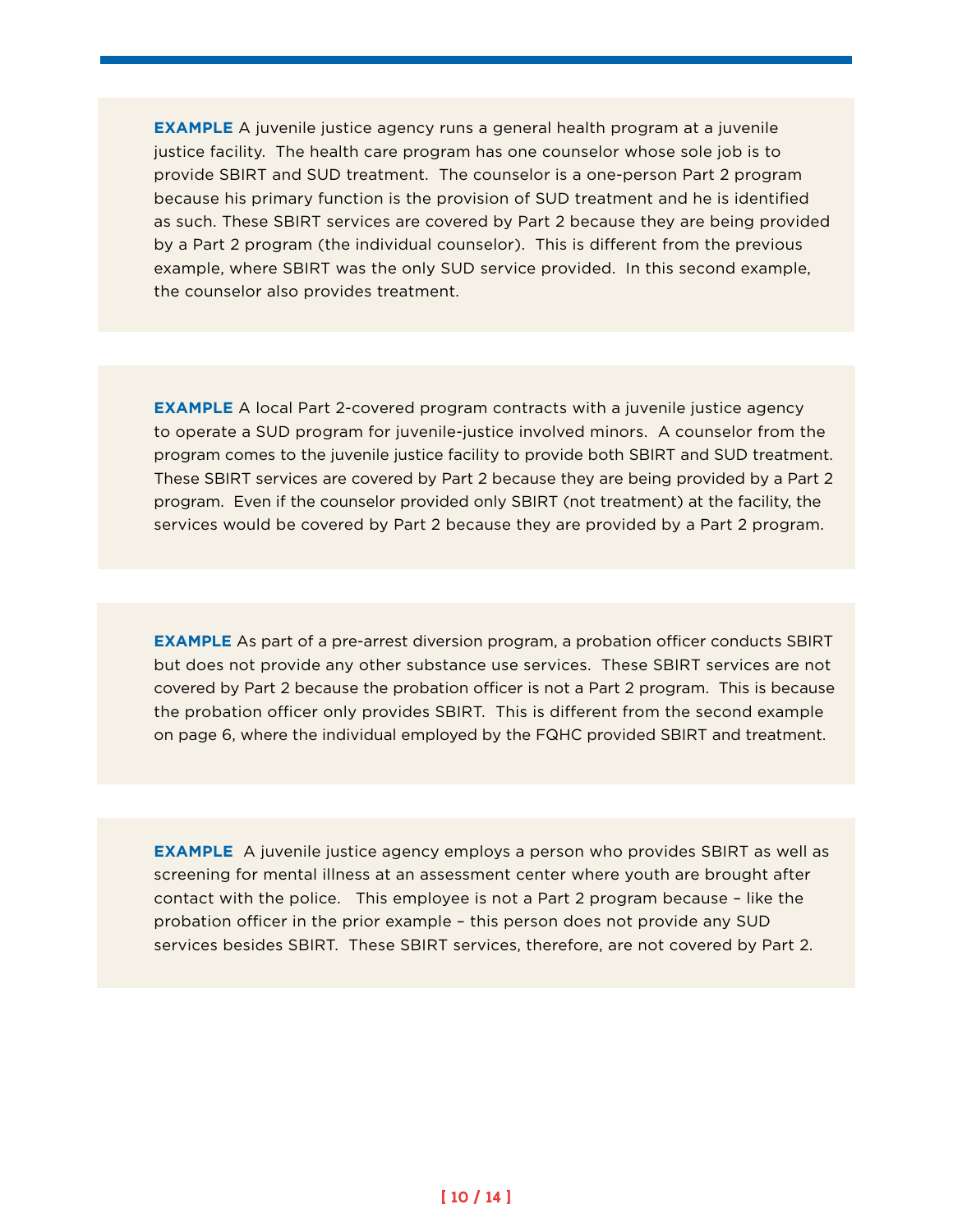**EXAMPLE** A juvenile justice agency runs a general health program at a juvenile justice facility. The health care program has one counselor whose sole job is to provide SBIRT and SUD treatment. The counselor is a one-person Part 2 program because his primary function is the provision of SUD treatment and he is identified as such. These SBIRT services are covered by Part 2 because they are being provided by a Part 2 program (the individual counselor). This is different from the previous example, where SBIRT was the only SUD service provided. In this second example, the counselor also provides treatment.

**EXAMPLE** A local Part 2-covered program contracts with a juvenile justice agency to operate a SUD program for juvenile-justice involved minors. A counselor from the program comes to the juvenile justice facility to provide both SBIRT and SUD treatment. These SBIRT services are covered by Part 2 because they are being provided by a Part 2 program. Even if the counselor provided only SBIRT (not treatment) at the facility, the services would be covered by Part 2 because they are provided by a Part 2 program.

**EXAMPLE** As part of a pre-arrest diversion program, a probation officer conducts SBIRT but does not provide any other substance use services. These SBIRT services are not covered by Part 2 because the probation officer is not a Part 2 program. This is because the probation officer only provides SBIRT. This is different from the second example on page 6, where the individual employed by the FQHC provided SBIRT and treatment.

**EXAMPLE** A juvenile justice agency employs a person who provides SBIRT as well as screening for mental illness at an assessment center where youth are brought after contact with the police. This employee is not a Part 2 program because – like the probation officer in the prior example – this person does not provide any SUD services besides SBIRT. These SBIRT services, therefore, are not covered by Part 2.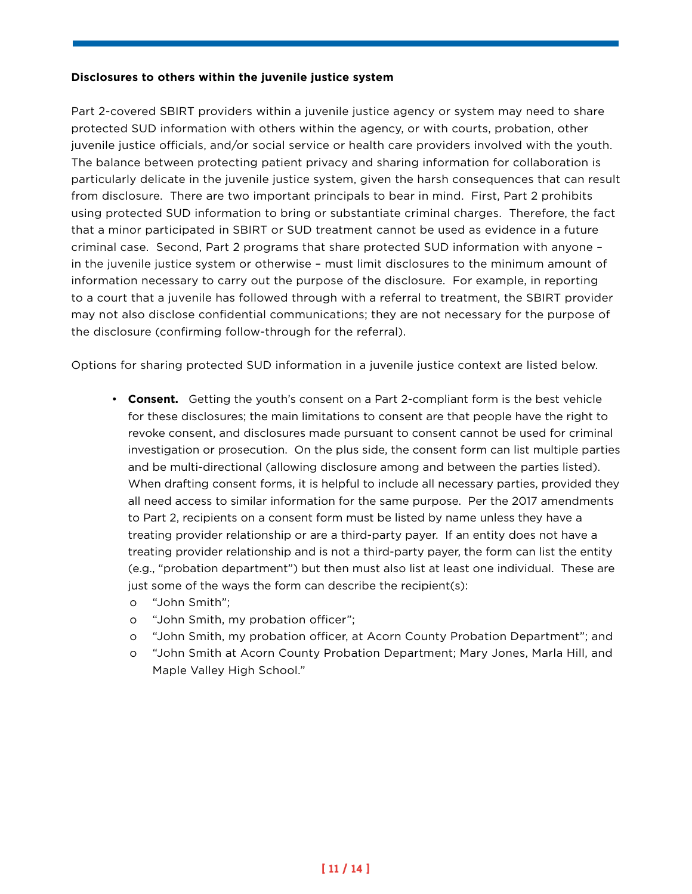**Disclosures to others within the juvenile justice system**

Part 2-covered SBIRT providers within a juvenile justice agency or system may need to share protected SUD information with others within the agency, or with courts, probation, other juvenile justice officials, and/or social service or health care providers involved with the youth. The balance between protecting patient privacy and sharing information for collaboration is particularly delicate in the juvenile justice system, given the harsh consequences that can result from disclosure. There are two important principals to bear in mind. First, Part 2 prohibits using protected SUD information to bring or substantiate criminal charges. Therefore, the fact that a minor participated in SBIRT or SUD treatment cannot be used as evidence in a future criminal case. Second, Part 2 programs that share protected SUD information with anyone – in the juvenile justice system or otherwise – must limit disclosures to the minimum amount of information necessary to carry out the purpose of the disclosure. For example, in reporting to a court that a juvenile has followed through with a referral to treatment, the SBIRT provider may not also disclose confidential communications; they are not necessary for the purpose of the disclosure (confirming follow-through for the referral).

Options for sharing protected SUD information in a juvenile justice context are listed below.

- **Consent.** Getting the youth's consent on a Part 2-compliant form is the best vehicle for these disclosures; the main limitations to consent are that people have the right to revoke consent, and disclosures made pursuant to consent cannot be used for criminal investigation or prosecution. On the plus side, the consent form can list multiple parties and be multi-directional (allowing disclosure among and between the parties listed). When drafting consent forms, it is helpful to include all necessary parties, provided they all need access to similar information for the same purpose. Per the 2017 amendments to Part 2, recipients on a consent form must be listed by name unless they have a treating provider relationship or are a third-party payer. If an entity does not have a treating provider relationship and is not a third-party payer, the form can list the entity (e.g., "probation department") but then must also list at least one individual. These are just some of the ways the form can describe the recipient(s):
  - "John Smith";
  - "John Smith, my probation officer";
  - "John Smith, my probation officer, at Acorn County Probation Department"; and
  - "John Smith at Acorn County Probation Department; Mary Jones, Marla Hill, and Maple Valley High School."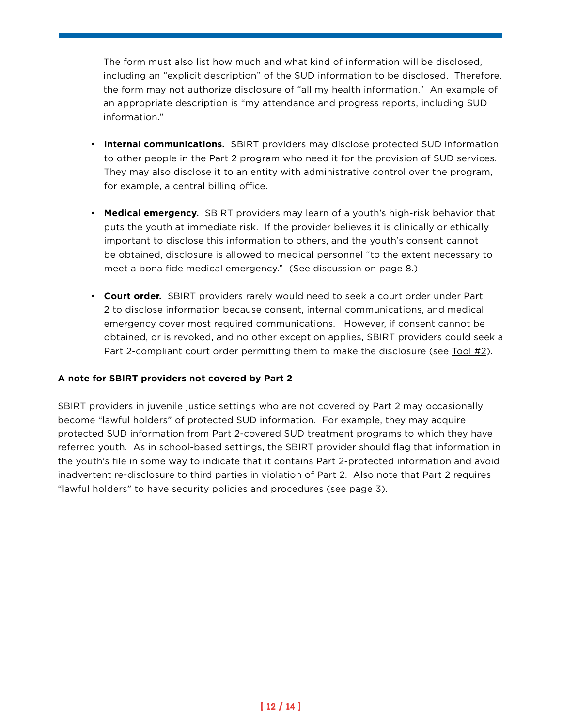The form must also list how much and what kind of information will be disclosed, including an "explicit description" of the SUD information to be disclosed. Therefore, the form may not authorize disclosure of "all my health information." An example of an appropriate description is "my attendance and progress reports, including SUD information."

- **Internal communications.** SBIRT providers may disclose protected SUD information to other people in the Part 2 program who need it for the provision of SUD services. They may also disclose it to an entity with administrative control over the program, for example, a central billing office.

- **Medical emergency.** SBIRT providers may learn of a youth's high-risk behavior that puts the youth at immediate risk. If the provider believes it is clinically or ethically important to disclose this information to others, and the youth's consent cannot be obtained, disclosure is allowed to medical personnel "to the extent necessary to meet a bona fide medical emergency." (See discussion on page 8.)

- **Court order.** SBIRT providers rarely would need to seek a court order under Part 2 to disclose information because consent, internal communications, and medical emergency cover most required communications. However, if consent cannot be obtained, or is revoked, and no other exception applies, SBIRT providers could seek a Part 2-compliant court order permitting them to make the disclosure (see Tool #2).

**A note for SBIRT providers not covered by Part 2**

SBIRT providers in juvenile justice settings who are not covered by Part 2 may occasionally become "lawful holders" of protected SUD information. For example, they may acquire protected SUD information from Part 2-covered SUD treatment programs to which they have referred youth. As in school-based settings, the SBIRT provider should flag that information in the youth's file in some way to indicate that it contains Part 2-protected information and avoid inadvertent re-disclosure to third parties in violation of Part 2. Also note that Part 2 requires "lawful holders" to have security policies and procedures (see page 3).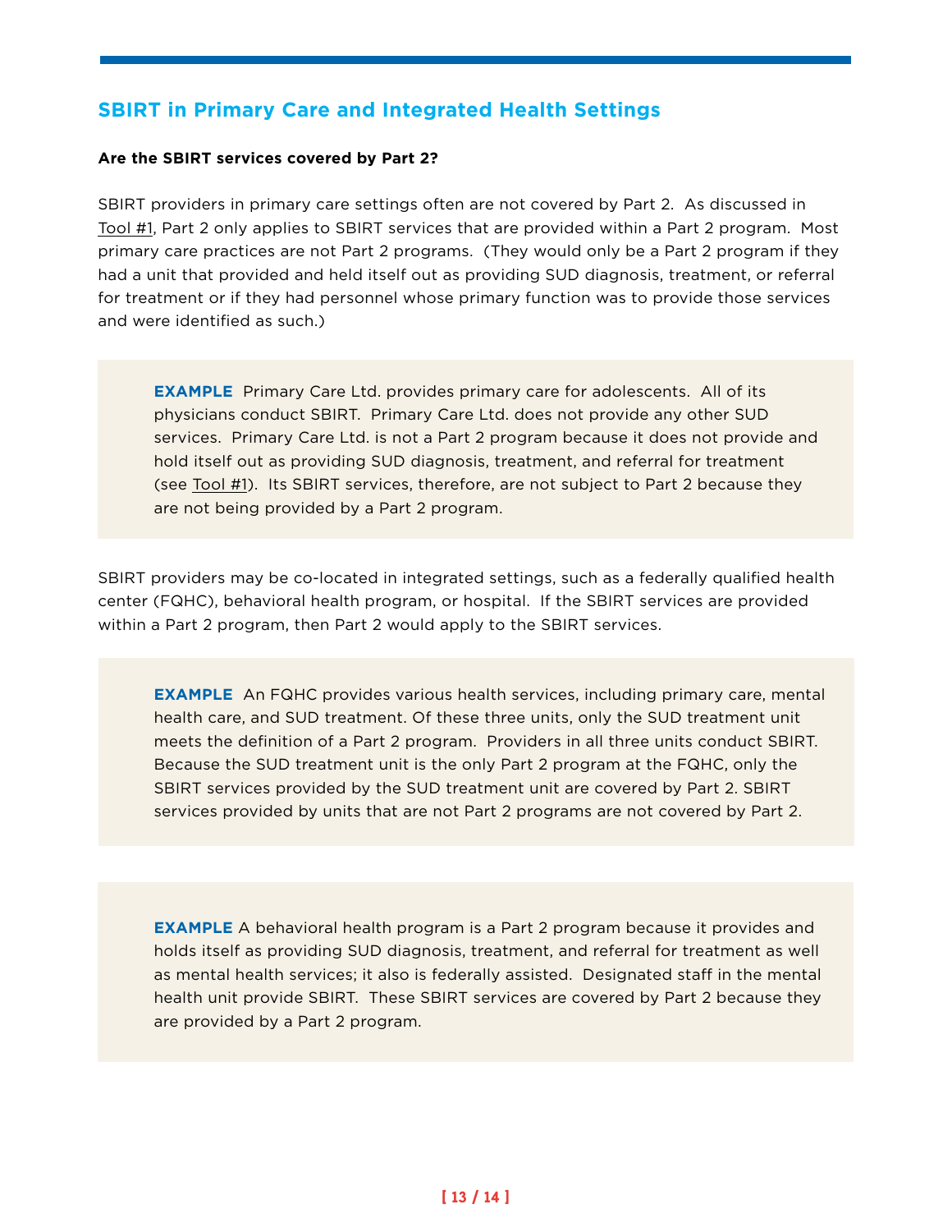## SBIRT in Primary Care and Integrated Health Settings

**Are the SBIRT services covered by Part 2?**

SBIRT providers in primary care settings often are not covered by Part 2. As discussed in Tool #1, Part 2 only applies to SBIRT services that are provided within a Part 2 program. Most primary care practices are not Part 2 programs. (They would only be a Part 2 program if they had a unit that provided and held itself out as providing SUD diagnosis, treatment, or referral for treatment or if they had personnel whose primary function was to provide those services and were identified as such.)

> **EXAMPLE** Primary Care Ltd. provides primary care for adolescents. All of its physicians conduct SBIRT. Primary Care Ltd. does not provide any other SUD services. Primary Care Ltd. is not a Part 2 program because it does not provide and hold itself out as providing SUD diagnosis, treatment, and referral for treatment (see Tool #1). Its SBIRT services, therefore, are not subject to Part 2 because they are not being provided by a Part 2 program.

SBIRT providers may be co-located in integrated settings, such as a federally qualified health center (FQHC), behavioral health program, or hospital. If the SBIRT services are provided within a Part 2 program, then Part 2 would apply to the SBIRT services.

> **EXAMPLE** An FQHC provides various health services, including primary care, mental health care, and SUD treatment. Of these three units, only the SUD treatment unit meets the definition of a Part 2 program. Providers in all three units conduct SBIRT. Because the SUD treatment unit is the only Part 2 program at the FQHC, only the SBIRT services provided by the SUD treatment unit are covered by Part 2. SBIRT services provided by units that are not Part 2 programs are not covered by Part 2.

> **EXAMPLE** A behavioral health program is a Part 2 program because it provides and holds itself as providing SUD diagnosis, treatment, and referral for treatment as well as mental health services; it also is federally assisted. Designated staff in the mental health unit provide SBIRT. These SBIRT services are covered by Part 2 because they are provided by a Part 2 program.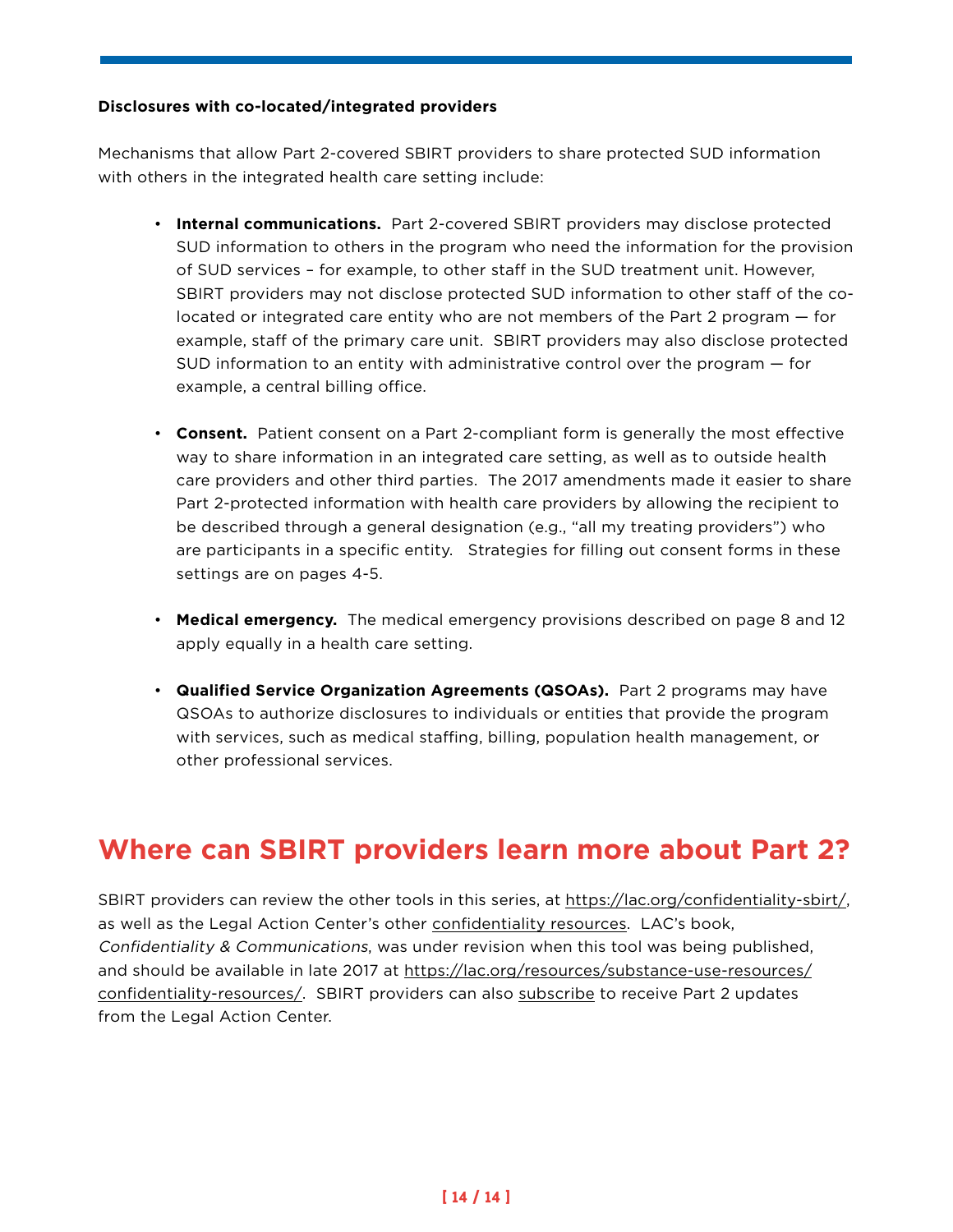**Disclosures with co-located/integrated providers**

Mechanisms that allow Part 2-covered SBIRT providers to share protected SUD information with others in the integrated health care setting include:

- **Internal communications.** Part 2-covered SBIRT providers may disclose protected SUD information to others in the program who need the information for the provision of SUD services – for example, to other staff in the SUD treatment unit. However, SBIRT providers may not disclose protected SUD information to other staff of the co-located or integrated care entity who are not members of the Part 2 program — for example, staff of the primary care unit. SBIRT providers may also disclose protected SUD information to an entity with administrative control over the program — for example, a central billing office.

- **Consent.** Patient consent on a Part 2-compliant form is generally the most effective way to share information in an integrated care setting, as well as to outside health care providers and other third parties. The 2017 amendments made it easier to share Part 2-protected information with health care providers by allowing the recipient to be described through a general designation (e.g., "all my treating providers") who are participants in a specific entity. Strategies for filling out consent forms in these settings are on pages 4-5.

- **Medical emergency.** The medical emergency provisions described on page 8 and 12 apply equally in a health care setting.

- **Qualified Service Organization Agreements (QSOAs).** Part 2 programs may have QSOAs to authorize disclosures to individuals or entities that provide the program with services, such as medical staffing, billing, population health management, or other professional services.

## Where can SBIRT providers learn more about Part 2?

SBIRT providers can review the other tools in this series, at https://lac.org/confidentiality-sbirt/, as well as the Legal Action Center's other confidentiality resources. LAC's book, *Confidentiality & Communications*, was under revision when this tool was being published, and should be available in late 2017 at https://lac.org/resources/substance-use-resources/confidentiality-resources/. SBIRT providers can also subscribe to receive Part 2 updates from the Legal Action Center.